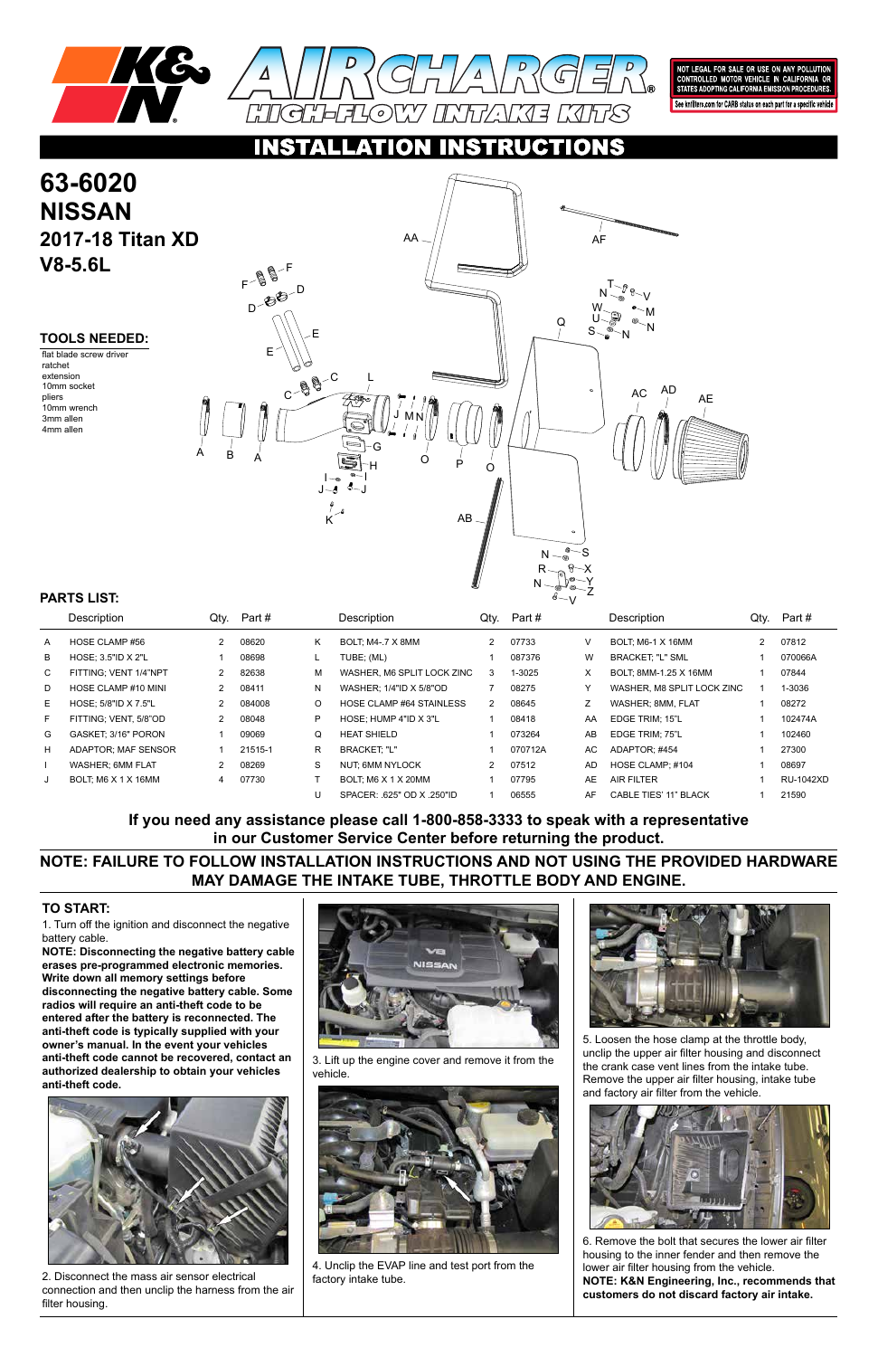# K&N AIRCHARGER® HIGH-FLOW INTAKE KITS

NOT LEGAL FOR SALE OR USE ON ANY POLLUTION CONTROLLED MOTOR VEHICLE IN CALIFORNIA OR STATES ADOPTING CALIFORNIA EMISSION PROCEDURES.

See knfilters.com for CARB status on each part for a specific vehicle

## INSTALLATION INSTRUCTIONS

# 63-6020
# NISSAN
## 2017-18 Titan XD
## V8-5.6L

### TOOLS NEEDED:

flat blade screw driver
ratchet
extension
10mm socket
pliers
10mm wrench
3mm allen
4mm allen

### PARTS LIST:

| | Description | Qty. | Part # | | Description | Qty. | Part # | | Description | Qty. | Part # |
|---|---|---|---|---|---|---|---|---|---|---|---|
| A | HOSE CLAMP #56 | 2 | 08620 | K | BOLT; M4-.7 X 8MM | 2 | 07733 | V | BOLT; M6-1 X 16MM | 2 | 07812 |
| B | HOSE; 3.5"ID X 2"L | 1 | 08698 | L | TUBE; (ML) | 1 | 087376 | W | BRACKET; "L" SML | 1 | 070066A |
| C | FITTING; VENT 1/4"NPT | 2 | 82638 | M | WASHER, M6 SPLIT LOCK ZINC | 3 | 1-3025 | X | BOLT; 8MM-1.25 X 16MM | 1 | 07844 |
| D | HOSE CLAMP #10 MINI | 2 | 08411 | N | WASHER; 1/4"ID X 5/8"OD | 7 | 08275 | Y | WASHER, M8 SPLIT LOCK ZINC | 1 | 1-3036 |
| E | HOSE; 5/8"ID X 7.5"L | 2 | 084008 | O | HOSE CLAMP #64 STAINLESS | 2 | 08645 | Z | WASHER; 8MM, FLAT | 1 | 08272 |
| F | FITTING; VENT, 5/8"OD | 2 | 08048 | P | HOSE; HUMP 4"ID X 3"L | 1 | 08418 | AA | EDGE TRIM; 15"L | 1 | 102474A |
| G | GASKET; 3/16" PORON | 1 | 09069 | Q | HEAT SHIELD | 1 | 073264 | AB | EDGE TRIM; 75"L | 1 | 102460 |
| H | ADAPTOR; MAF SENSOR | 1 | 21515-1 | R | BRACKET; "L" | 1 | 070712A | AC | ADAPTOR; #454 | 1 | 27300 |
| I | WASHER; 6MM FLAT | 2 | 08269 | S | NUT; 6MM NYLOCK | 2 | 07512 | AD | HOSE CLAMP; #104 | 1 | 08697 |
| J | BOLT; M6 X 1 X 16MM | 4 | 07730 | T | BOLT; M6 X 1 X 20MM | 1 | 07795 | AE | AIR FILTER | 1 | RU-1042XD |
| | | | | U | SPACER: .625" OD X .250"ID | 1 | 06555 | AF | CABLE TIES' 11" BLACK | 1 | 21590 |

**If you need any assistance please call 1-800-858-3333 to speak with a representative in our Customer Service Center before returning the product.**

**NOTE: FAILURE TO FOLLOW INSTALLATION INSTRUCTIONS AND NOT USING THE PROVIDED HARDWARE MAY DAMAGE THE INTAKE TUBE, THROTTLE BODY AND ENGINE.**

### TO START:

1. Turn off the ignition and disconnect the negative battery cable.

**NOTE: Disconnecting the negative battery cable erases pre-programmed electronic memories. Write down all memory settings before disconnecting the negative battery cable. Some radios will require an anti-theft code to be entered after the battery is reconnected. The anti-theft code is typically supplied with your owner's manual. In the event your vehicles anti-theft code cannot be recovered, contact an authorized dealership to obtain your vehicles anti-theft code.**

2. Disconnect the mass air sensor electrical connection and then unclip the harness from the air filter housing.

3. Lift up the engine cover and remove it from the vehicle.

4. Unclip the EVAP line and test port from the factory intake tube.

5. Loosen the hose clamp at the throttle body, unclip the upper air filter housing and disconnect the crank case vent lines from the intake tube. Remove the upper air filter housing, intake tube and factory air filter from the vehicle.

6. Remove the bolt that secures the lower air filter housing to the inner fender and then remove the lower air filter housing from the vehicle.

**NOTE: K&N Engineering, Inc., recommends that customers do not discard factory air intake.**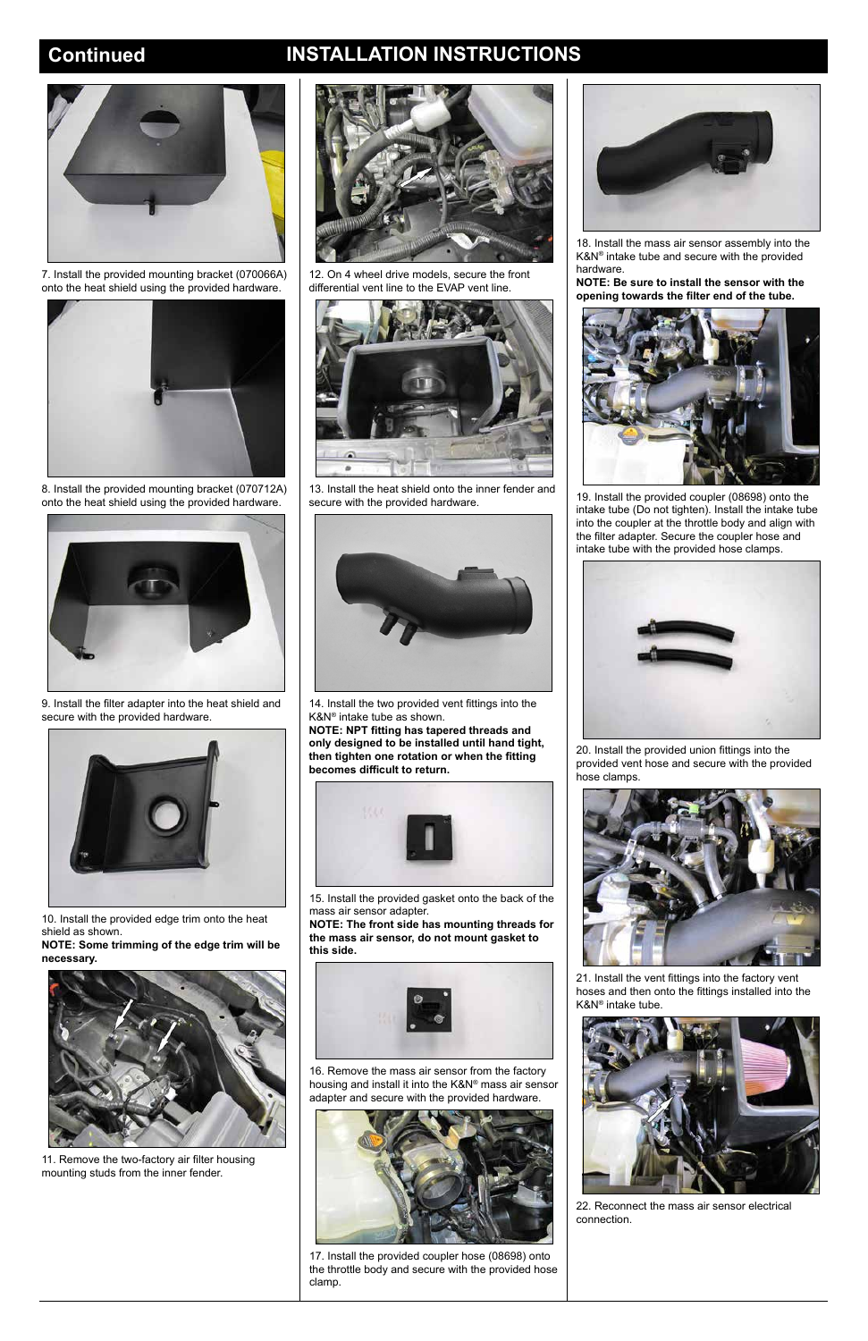## Continued INSTALLATION INSTRUCTIONS

7. Install the provided mounting bracket (070066A) onto the heat shield using the provided hardware.

8. Install the provided mounting bracket (070712A) onto the heat shield using the provided hardware.

9. Install the filter adapter into the heat shield and secure with the provided hardware.

10. Install the provided edge trim onto the heat shield as shown.
**NOTE: Some trimming of the edge trim will be necessary.**

11. Remove the two-factory air filter housing mounting studs from the inner fender.

12. On 4 wheel drive models, secure the front differential vent line to the EVAP vent line.

13. Install the heat shield onto the inner fender and secure with the provided hardware.

14. Install the two provided vent fittings into the K&N® intake tube as shown.
**NOTE: NPT fitting has tapered threads and only designed to be installed until hand tight, then tighten one rotation or when the fitting becomes difficult to return.**

15. Install the provided gasket onto the back of the mass air sensor adapter.
**NOTE: The front side has mounting threads for the mass air sensor, do not mount gasket to this side.**

16. Remove the mass air sensor from the factory housing and install it into the K&N® mass air sensor adapter and secure with the provided hardware.

17. Install the provided coupler hose (08698) onto the throttle body and secure with the provided hose clamp.

18. Install the mass air sensor assembly into the K&N® intake tube and secure with the provided hardware.
**NOTE: Be sure to install the sensor with the opening towards the filter end of the tube.**

19. Install the provided coupler (08698) onto the intake tube (Do not tighten). Install the intake tube into the coupler at the throttle body and align with the filter adapter. Secure the coupler hose and intake tube with the provided hose clamps.

20. Install the provided union fittings into the provided vent hose and secure with the provided hose clamps.

21. Install the vent fittings into the factory vent hoses and then onto the fittings installed into the K&N® intake tube.

22. Reconnect the mass air sensor electrical connection.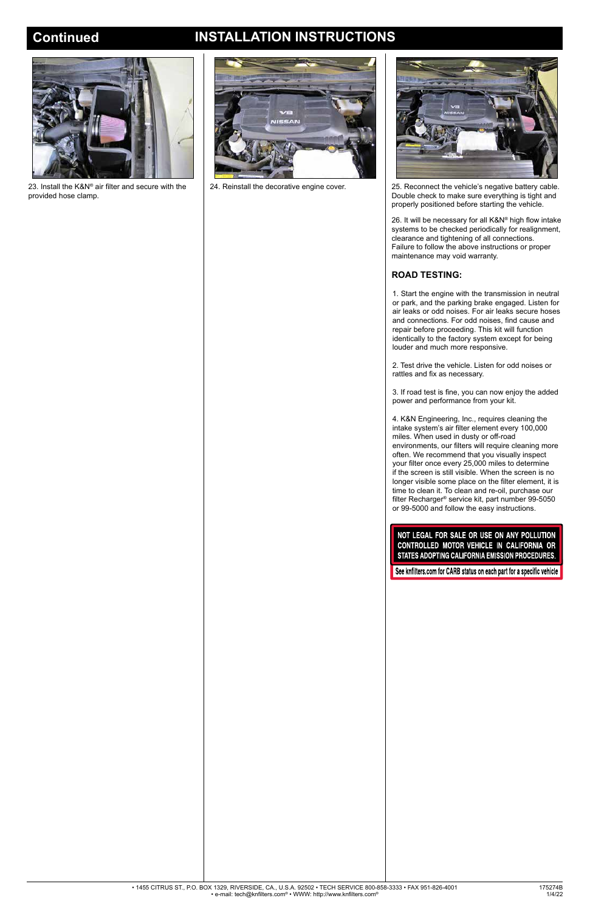## Continued

# INSTALLATION INSTRUCTIONS

23. Install the K&N® air filter and secure with the provided hose clamp.

24. Reinstall the decorative engine cover.

25. Reconnect the vehicle's negative battery cable. Double check to make sure everything is tight and properly positioned before starting the vehicle.

26. It will be necessary for all K&N® high flow intake systems to be checked periodically for realignment, clearance and tightening of all connections. Failure to follow the above instructions or proper maintenance may void warranty.

### ROAD TESTING:

1. Start the engine with the transmission in neutral or park, and the parking brake engaged. Listen for air leaks or odd noises. For air leaks secure hoses and connections. For odd noises, find cause and repair before proceeding. This kit will function identically to the factory system except for being louder and much more responsive.

2. Test drive the vehicle. Listen for odd noises or rattles and fix as necessary.

3. If road test is fine, you can now enjoy the added power and performance from your kit.

4. K&N Engineering, Inc., requires cleaning the intake system's air filter element every 100,000 miles. When used in dusty or off-road environments, our filters will require cleaning more often. We recommend that you visually inspect your filter once every 25,000 miles to determine if the screen is still visible. When the screen is no longer visible some place on the filter element, it is time to clean it. To clean and re-oil, purchase our filter Recharger® service kit, part number 99-5050 or 99-5000 and follow the easy instructions.

**NOT LEGAL FOR SALE OR USE ON ANY POLLUTION CONTROLLED MOTOR VEHICLE IN CALIFORNIA OR STATES ADOPTING CALIFORNIA EMISSION PROCEDURES.**

**See knfilters.com for CARB status on each part for a specific vehicle**

• 1455 CITRUS ST., P.O. BOX 1329, RIVERSIDE, CA., U.S.A. 92502 • TECH SERVICE 800-858-3333 • FAX 951-826-4001
• e-mail: tech@knfilters.com® • WWW: http://www.knfilters.com®

175274B
1/4/22